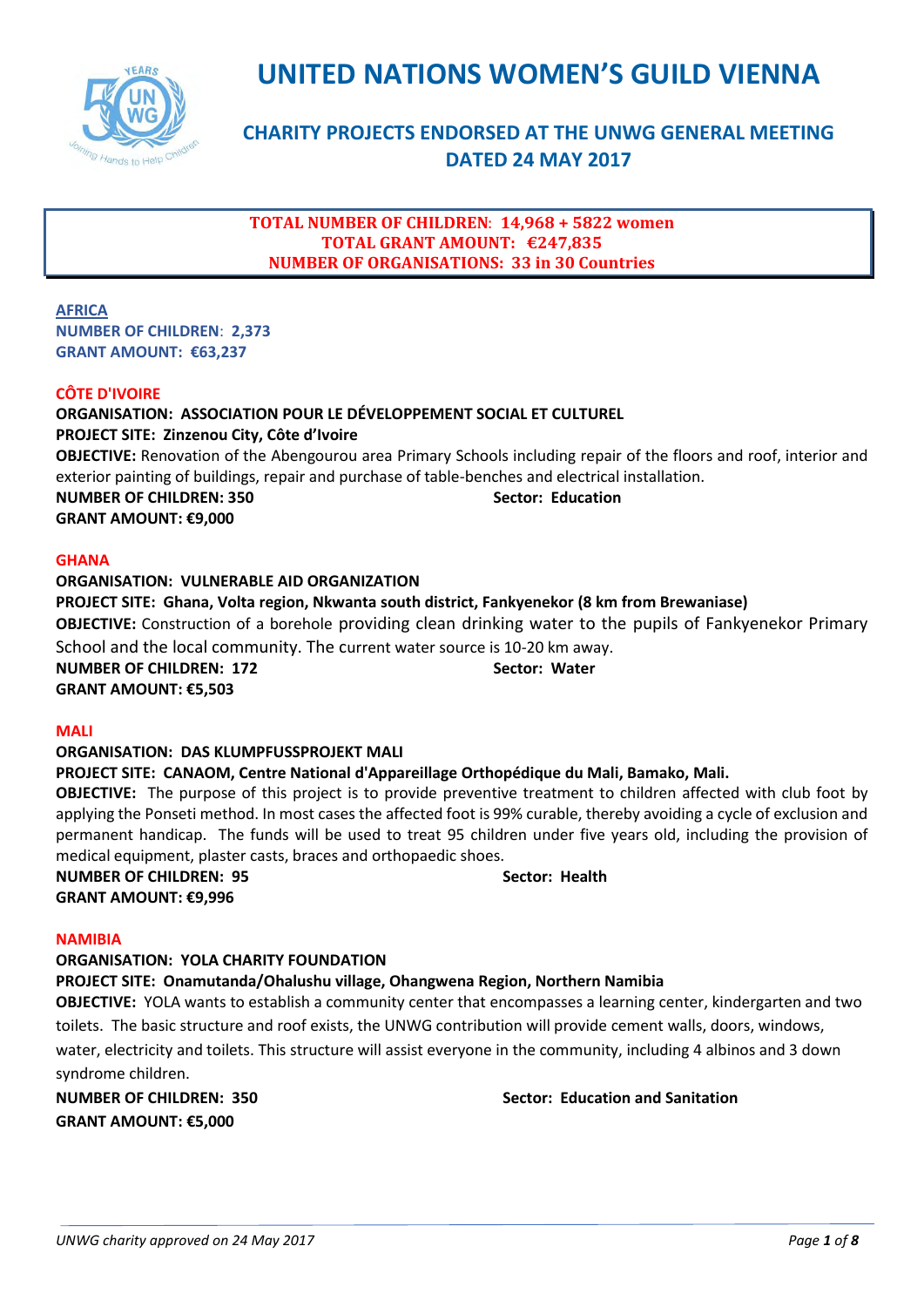# UNITED NATIONS WOMEN'S GUILD VIENNA

## CHARITY PROJECTS ENDORSED AT THE UNWG GENERAL MEETING DATED 24 MAY 2017

**TOTAL NUMBER OF CHILDREN: 14,968 + 5822 women**
**TOTAL GRANT AMOUNT: €247,835**
**NUMBER OF ORGANISATIONS: 33 in 30 Countries**

## AFRICA

**NUMBER OF CHILDREN: 2,373**
**GRANT AMOUNT: €63,237**

### CÔTE D'IVOIRE

**ORGANISATION: ASSOCIATION POUR LE DÉVELOPPEMENT SOCIAL ET CULTUREL**
**PROJECT SITE: Zinzenou City, Côte d'Ivoire**
**OBJECTIVE:** Renovation of the Abengourou area Primary Schools including repair of the floors and roof, interior and exterior painting of buildings, repair and purchase of table-benches and electrical installation.
**NUMBER OF CHILDREN: 350** **Sector: Education**
**GRANT AMOUNT: €9,000**

### GHANA

**ORGANISATION: VULNERABLE AID ORGANIZATION**
**PROJECT SITE: Ghana, Volta region, Nkwanta south district, Fankyenekor (8 km from Brewaniase)**
**OBJECTIVE:** Construction of a borehole providing clean drinking water to the pupils of Fankyenekor Primary School and the local community. The current water source is 10-20 km away.
**NUMBER OF CHILDREN: 172** **Sector: Water**
**GRANT AMOUNT: €5,503**

### MALI

**ORGANISATION: DAS KLUMPFUSSPROJEKT MALI**
**PROJECT SITE: CANAOM, Centre National d'Appareillage Orthopédique du Mali, Bamako, Mali.**
**OBJECTIVE:** The purpose of this project is to provide preventive treatment to children affected with club foot by applying the Ponseti method. In most cases the affected foot is 99% curable, thereby avoiding a cycle of exclusion and permanent handicap. The funds will be used to treat 95 children under five years old, including the provision of medical equipment, plaster casts, braces and orthopaedic shoes.
**NUMBER OF CHILDREN: 95** **Sector: Health**
**GRANT AMOUNT: €9,996**

### NAMIBIA

**ORGANISATION: YOLA CHARITY FOUNDATION**
**PROJECT SITE: Onamutanda/Ohalushu village, Ohangwena Region, Northern Namibia**
**OBJECTIVE:** YOLA wants to establish a community center that encompasses a learning center, kindergarten and two toilets. The basic structure and roof exists, the UNWG contribution will provide cement walls, doors, windows, water, electricity and toilets. This structure will assist everyone in the community, including 4 albinos and 3 down syndrome children.
**NUMBER OF CHILDREN: 350** **Sector: Education and Sanitation**
**GRANT AMOUNT: €5,000**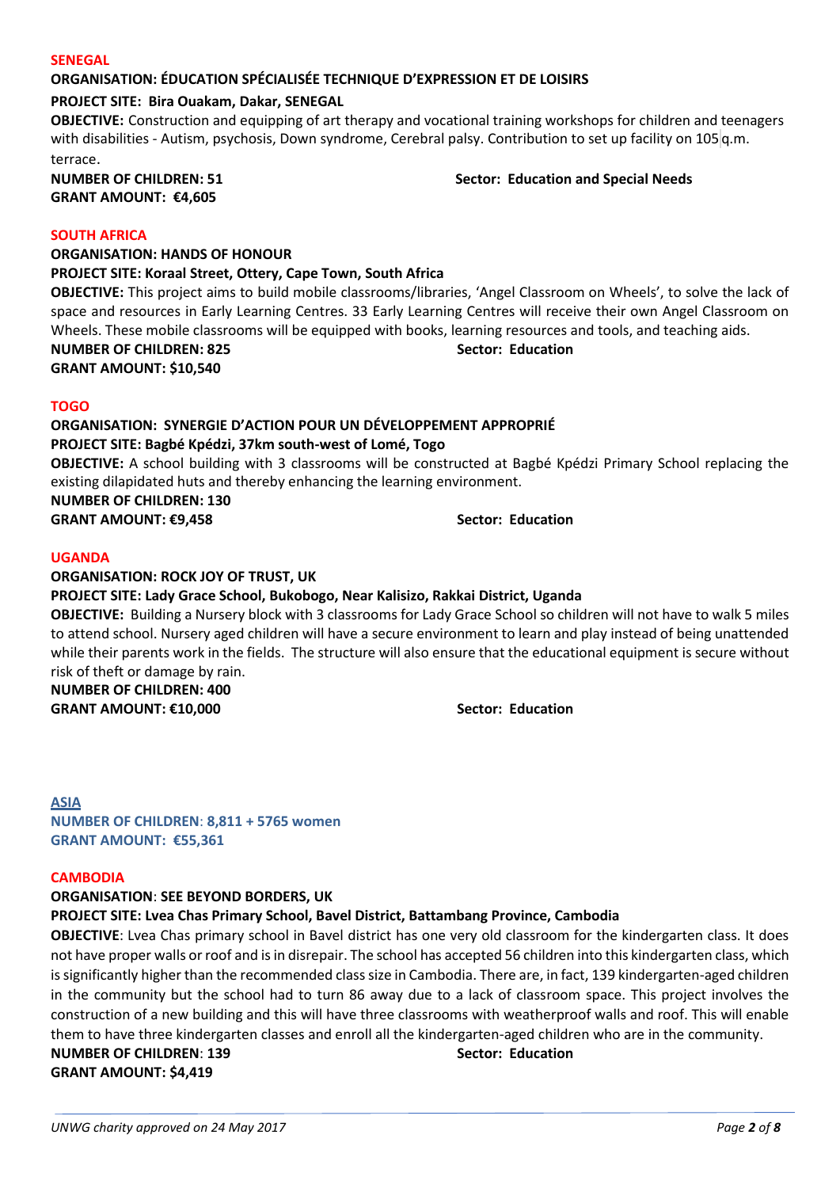## SENEGAL

**ORGANISATION: ÉDUCATION SPÉCIALISÉE TECHNIQUE D'EXPRESSION ET DE LOISIRS**

**PROJECT SITE: Bira Ouakam, Dakar, SENEGAL**

**OBJECTIVE:** Construction and equipping of art therapy and vocational training workshops for children and teenagers with disabilities - Autism, psychosis, Down syndrome, Cerebral palsy. Contribution to set up facility on 105 q.m. terrace.

**NUMBER OF CHILDREN: 51** **Sector: Education and Special Needs**

**GRANT AMOUNT: €4,605**

## SOUTH AFRICA

**ORGANISATION: HANDS OF HONOUR**

**PROJECT SITE: Koraal Street, Ottery, Cape Town, South Africa**

**OBJECTIVE:** This project aims to build mobile classrooms/libraries, 'Angel Classroom on Wheels', to solve the lack of space and resources in Early Learning Centres. 33 Early Learning Centres will receive their own Angel Classroom on Wheels. These mobile classrooms will be equipped with books, learning resources and tools, and teaching aids.

**NUMBER OF CHILDREN: 825** **Sector: Education**

**GRANT AMOUNT: $10,540**

## TOGO

**ORGANISATION: SYNERGIE D'ACTION POUR UN DÉVELOPPEMENT APPROPRIÉ**

**PROJECT SITE: Bagbé Kpédzi, 37km south-west of Lomé, Togo**

**OBJECTIVE:** A school building with 3 classrooms will be constructed at Bagbé Kpédzi Primary School replacing the existing dilapidated huts and thereby enhancing the learning environment.

**NUMBER OF CHILDREN: 130**

**GRANT AMOUNT: €9,458** **Sector: Education**

## UGANDA

**ORGANISATION: ROCK JOY OF TRUST, UK**

**PROJECT SITE: Lady Grace School, Bukobogo, Near Kalisizo, Rakkai District, Uganda**

**OBJECTIVE:** Building a Nursery block with 3 classrooms for Lady Grace School so children will not have to walk 5 miles to attend school. Nursery aged children will have a secure environment to learn and play instead of being unattended while their parents work in the fields. The structure will also ensure that the educational equipment is secure without risk of theft or damage by rain.

**NUMBER OF CHILDREN: 400**

**GRANT AMOUNT: €10,000** **Sector: Education**

# ASIA

**NUMBER OF CHILDREN**: **8,811 + 5765 women**

**GRANT AMOUNT: €55,361**

## CAMBODIA

**ORGANISATION**: **SEE BEYOND BORDERS, UK**

**PROJECT SITE: Lvea Chas Primary School, Bavel District, Battambang Province, Cambodia**

**OBJECTIVE**: Lvea Chas primary school in Bavel district has one very old classroom for the kindergarten class. It does not have proper walls or roof and is in disrepair. The school has accepted 56 children into this kindergarten class, which is significantly higher than the recommended class size in Cambodia. There are, in fact, 139 kindergarten-aged children in the community but the school had to turn 86 away due to a lack of classroom space. This project involves the construction of a new building and this will have three classrooms with weatherproof walls and roof. This will enable them to have three kindergarten classes and enroll all the kindergarten-aged children who are in the community.

**NUMBER OF CHILDREN**: **139** **Sector: Education**

**GRANT AMOUNT: $4,419**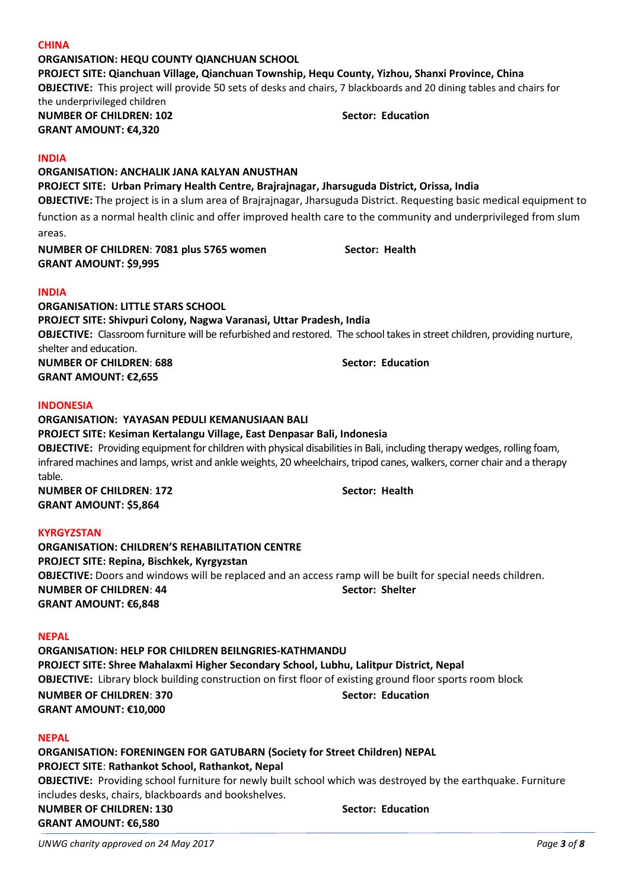**CHINA**

**ORGANISATION: HEQU COUNTY QIANCHUAN SCHOOL**

**PROJECT SITE: Qianchuan Village, Qianchuan Township, Hequ County, Yizhou, Shanxi Province, China**

**OBJECTIVE:** This project will provide 50 sets of desks and chairs, 7 blackboards and 20 dining tables and chairs for the underprivileged children

**NUMBER OF CHILDREN: 102** **Sector: Education**

**GRANT AMOUNT: €4,320**

**INDIA**

**ORGANISATION: ANCHALIK JANA KALYAN ANUSTHAN**

**PROJECT SITE: Urban Primary Health Centre, Brajrajnagar, Jharsuguda District, Orissa, India**

**OBJECTIVE:** The project is in a slum area of Brajrajnagar, Jharsuguda District. Requesting basic medical equipment to function as a normal health clinic and offer improved health care to the community and underprivileged from slum areas.

**NUMBER OF CHILDREN**: **7081 plus 5765 women** **Sector: Health**

**GRANT AMOUNT: $9,995**

**INDIA**

**ORGANISATION: LITTLE STARS SCHOOL**

**PROJECT SITE: Shivpuri Colony, Nagwa Varanasi, Uttar Pradesh, India**

**OBJECTIVE:** Classroom furniture will be refurbished and restored. The school takes in street children, providing nurture, shelter and education.

**NUMBER OF CHILDREN**: **688** **Sector: Education**

**GRANT AMOUNT: €2,655**

**INDONESIA**

**ORGANISATION: YAYASAN PEDULI KEMANUSIAAN BALI**

**PROJECT SITE: Kesiman Kertalangu Village, East Denpasar Bali, Indonesia**

**OBJECTIVE:** Providing equipment for children with physical disabilities in Bali, including therapy wedges, rolling foam, infrared machines and lamps, wrist and ankle weights, 20 wheelchairs, tripod canes, walkers, corner chair and a therapy table.

**NUMBER OF CHILDREN**: **172** **Sector: Health**

**GRANT AMOUNT: $5,864**

**KYRGYZSTAN**

**ORGANISATION: CHILDREN'S REHABILITATION CENTRE**

**PROJECT SITE: Repina, Bischkek, Kyrgyzstan**

**OBJECTIVE:** Doors and windows will be replaced and an access ramp will be built for special needs children.

**NUMBER OF CHILDREN**: **44** **Sector: Shelter**

**GRANT AMOUNT: €6,848**

**NEPAL**

**ORGANISATION: HELP FOR CHILDREN BEILNGRIES-KATHMANDU**

**PROJECT SITE: Shree Mahalaxmi Higher Secondary School, Lubhu, Lalitpur District, Nepal**

**OBJECTIVE:** Library block building construction on first floor of existing ground floor sports room block

**NUMBER OF CHILDREN**: **370** **Sector: Education**

**GRANT AMOUNT: €10,000**

**NEPAL**

**ORGANISATION: FORENINGEN FOR GATUBARN (Society for Street Children) NEPAL**

**PROJECT SITE**: **Rathankot School, Rathankot, Nepal**

**OBJECTIVE:** Providing school furniture for newly built school which was destroyed by the earthquake. Furniture includes desks, chairs, blackboards and bookshelves.

**NUMBER OF CHILDREN: 130** **Sector: Education**

**GRANT AMOUNT: €6,580**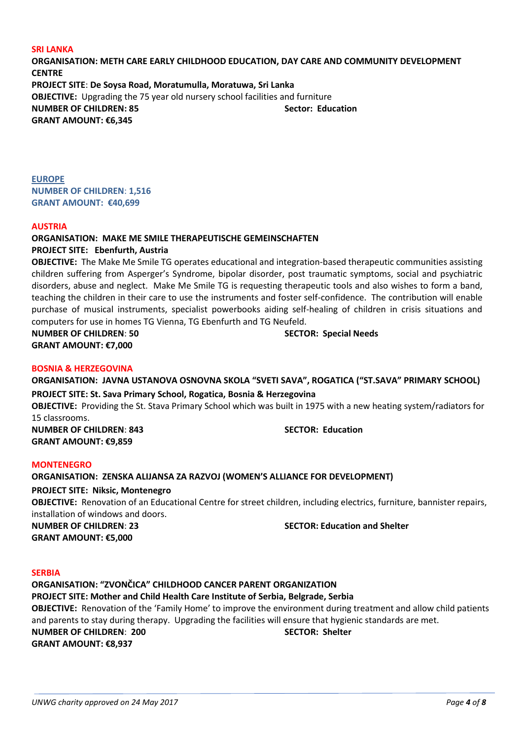**SRI LANKA**

**ORGANISATION: METH CARE EARLY CHILDHOOD EDUCATION, DAY CARE AND COMMUNITY DEVELOPMENT CENTRE**

**PROJECT SITE**: **De Soysa Road, Moratumulla, Moratuwa, Sri Lanka**

**OBJECTIVE:** Upgrading the 75 year old nursery school facilities and furniture

**NUMBER OF CHILDREN: 85** **Sector: Education**

**GRANT AMOUNT: €6,345**

## EUROPE

**NUMBER OF CHILDREN**: **1,516**

**GRANT AMOUNT: €40,699**

**AUSTRIA**

**ORGANISATION: MAKE ME SMILE THERAPEUTISCHE GEMEINSCHAFTEN**

**PROJECT SITE: Ebenfurth, Austria**

**OBJECTIVE:** The Make Me Smile TG operates educational and integration-based therapeutic communities assisting children suffering from Asperger's Syndrome, bipolar disorder, post traumatic symptoms, social and psychiatric disorders, abuse and neglect. Make Me Smile TG is requesting therapeutic tools and also wishes to form a band, teaching the children in their care to use the instruments and foster self-confidence. The contribution will enable purchase of musical instruments, specialist powerbooks aiding self-healing of children in crisis situations and computers for use in homes TG Vienna, TG Ebenfurth and TG Neufeld.

**NUMBER OF CHILDREN**: **50** **SECTOR: Special Needs**

**GRANT AMOUNT: €7,000**

**BOSNIA & HERZEGOVINA**

**ORGANISATION: JAVNA USTANOVA OSNOVNA SKOLA "SVETI SAVA", ROGATICA ("ST.SAVA" PRIMARY SCHOOL)**

**PROJECT SITE: St. Sava Primary School, Rogatica, Bosnia & Herzegovina**

**OBJECTIVE:** Providing the St. Stava Primary School which was built in 1975 with a new heating system/radiators for 15 classrooms.

**NUMBER OF CHILDREN**: **843** **SECTOR: Education**

**GRANT AMOUNT: €9,859**

**MONTENEGRO**

**ORGANISATION: ZENSKA ALIJANSA ZA RAZVOJ (WOMEN'S ALLIANCE FOR DEVELOPMENT)**

**PROJECT SITE: Niksic, Montenegro**

**OBJECTIVE:** Renovation of an Educational Centre for street children, including electrics, furniture, bannister repairs, installation of windows and doors.

**NUMBER OF CHILDREN**: **23** **SECTOR: Education and Shelter**

**GRANT AMOUNT: €5,000**

**SERBIA**

**ORGANISATION: "ZVONČICA" CHILDHOOD CANCER PARENT ORGANIZATION**

**PROJECT SITE: Mother and Child Health Care Institute of Serbia, Belgrade, Serbia**

**OBJECTIVE:** Renovation of the 'Family Home' to improve the environment during treatment and allow child patients and parents to stay during therapy. Upgrading the facilities will ensure that hygienic standards are met.

**NUMBER OF CHILDREN**: **200** **SECTOR: Shelter**

**GRANT AMOUNT: €8,937**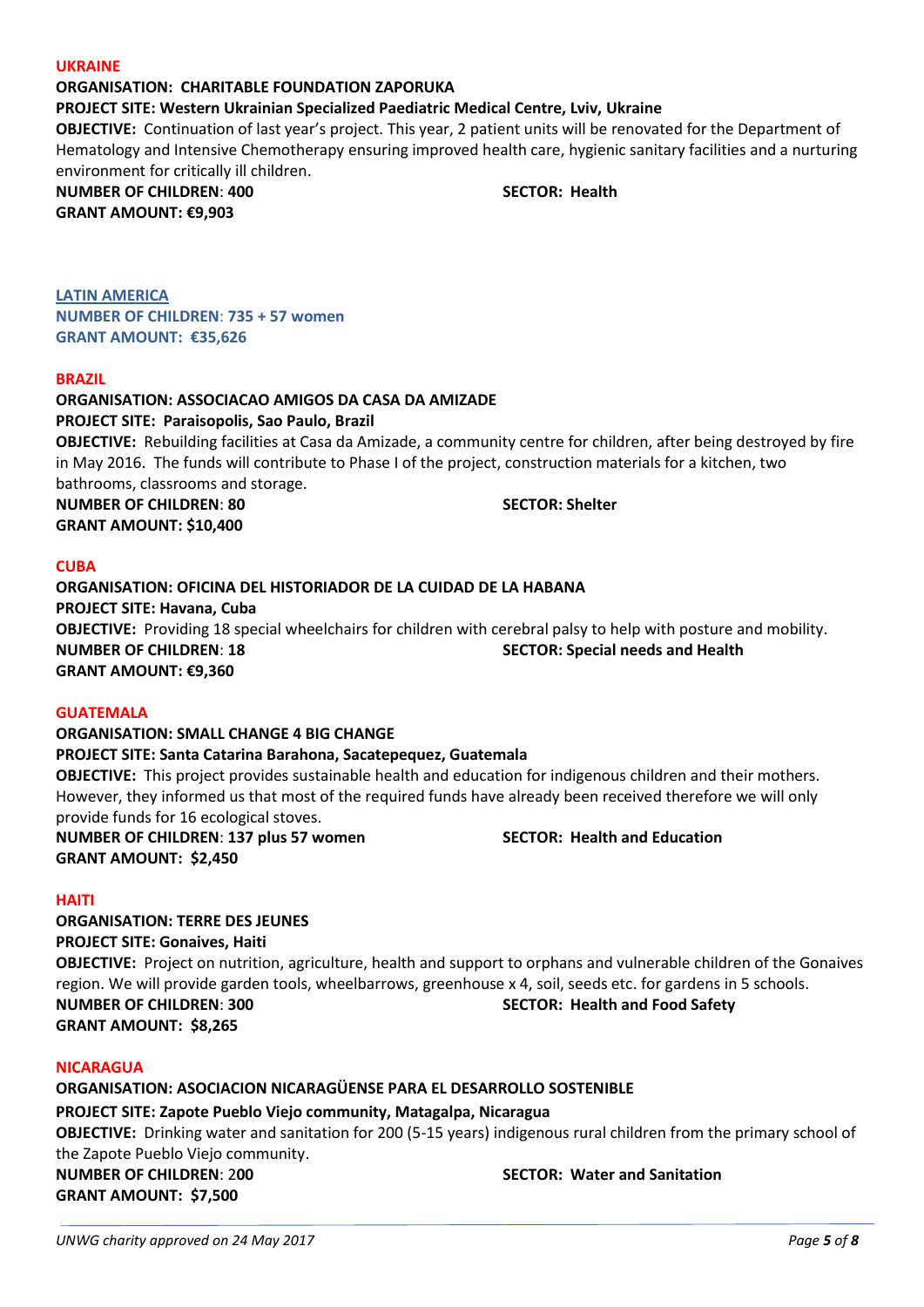## UKRAINE

**ORGANISATION: CHARITABLE FOUNDATION ZAPORUKA**

**PROJECT SITE: Western Ukrainian Specialized Paediatric Medical Centre, Lviv, Ukraine**

**OBJECTIVE:** Continuation of last year's project. This year, 2 patient units will be renovated for the Department of Hematology and Intensive Chemotherapy ensuring improved health care, hygienic sanitary facilities and a nurturing environment for critically ill children.

**NUMBER OF CHILDREN**: **400** **SECTOR: Health**

**GRANT AMOUNT: €9,903**

## LATIN AMERICA

**NUMBER OF CHILDREN**: **735 + 57 women**

**GRANT AMOUNT: €35,626**

## BRAZIL

**ORGANISATION: ASSOCIACAO AMIGOS DA CASA DA AMIZADE**

**PROJECT SITE: Paraisopolis, Sao Paulo, Brazil**

**OBJECTIVE:** Rebuilding facilities at Casa da Amizade, a community centre for children, after being destroyed by fire in May 2016. The funds will contribute to Phase I of the project, construction materials for a kitchen, two bathrooms, classrooms and storage.

**NUMBER OF CHILDREN**: **80** **SECTOR: Shelter**

**GRANT AMOUNT: $10,400**

## CUBA

**ORGANISATION: OFICINA DEL HISTORIADOR DE LA CUIDAD DE LA HABANA**

**PROJECT SITE: Havana, Cuba**

**OBJECTIVE:** Providing 18 special wheelchairs for children with cerebral palsy to help with posture and mobility.

**NUMBER OF CHILDREN**: **18** **SECTOR: Special needs and Health**

**GRANT AMOUNT: €9,360**

## GUATEMALA

**ORGANISATION: SMALL CHANGE 4 BIG CHANGE**

**PROJECT SITE: Santa Catarina Barahona, Sacatepequez, Guatemala**

**OBJECTIVE:** This project provides sustainable health and education for indigenous children and their mothers. However, they informed us that most of the required funds have already been received therefore we will only provide funds for 16 ecological stoves.

**NUMBER OF CHILDREN**: **137 plus 57 women** **SECTOR: Health and Education**

**GRANT AMOUNT: $2,450**

## HAITI

**ORGANISATION: TERRE DES JEUNES**

**PROJECT SITE: Gonaives, Haiti**

**OBJECTIVE:** Project on nutrition, agriculture, health and support to orphans and vulnerable children of the Gonaives region. We will provide garden tools, wheelbarrows, greenhouse x 4, soil, seeds etc. for gardens in 5 schools.

**NUMBER OF CHILDREN**: **300** **SECTOR: Health and Food Safety**

**GRANT AMOUNT: $8,265**

## NICARAGUA

**ORGANISATION: ASOCIACION NICARAGÜENSE PARA EL DESARROLLO SOSTENIBLE**

**PROJECT SITE: Zapote Pueblo Viejo community, Matagalpa, Nicaragua**

**OBJECTIVE:** Drinking water and sanitation for 200 (5-15 years) indigenous rural children from the primary school of the Zapote Pueblo Viejo community.

**NUMBER OF CHILDREN**: 2**00** **SECTOR: Water and Sanitation**

**GRANT AMOUNT: $7,500**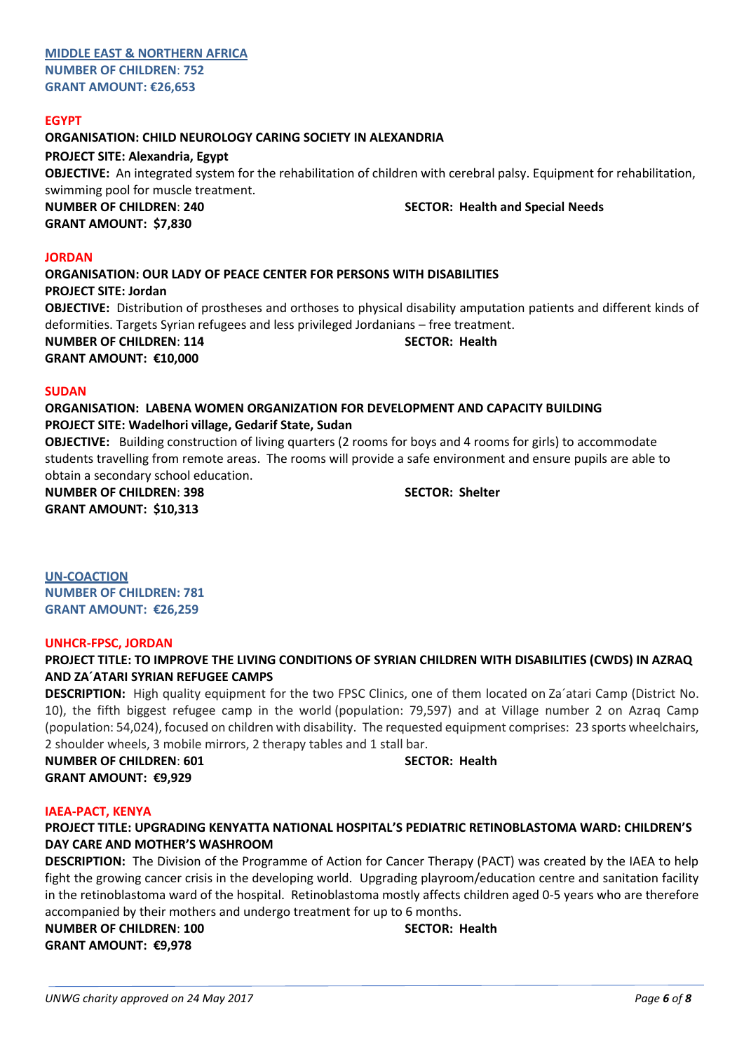## MIDDLE EAST & NORTHERN AFRICA

**NUMBER OF CHILDREN: 752**
**GRANT AMOUNT: €26,653**

### EGYPT

**ORGANISATION: CHILD NEUROLOGY CARING SOCIETY IN ALEXANDRIA**
**PROJECT SITE: Alexandria, Egypt**
**OBJECTIVE:** An integrated system for the rehabilitation of children with cerebral palsy. Equipment for rehabilitation, swimming pool for muscle treatment.
**NUMBER OF CHILDREN: 240** **SECTOR: Health and Special Needs**
**GRANT AMOUNT: $7,830**

### JORDAN

**ORGANISATION: OUR LADY OF PEACE CENTER FOR PERSONS WITH DISABILITIES**
**PROJECT SITE: Jordan**
**OBJECTIVE:** Distribution of prostheses and orthoses to physical disability amputation patients and different kinds of deformities. Targets Syrian refugees and less privileged Jordanians – free treatment.
**NUMBER OF CHILDREN: 114** **SECTOR: Health**
**GRANT AMOUNT: €10,000**

### SUDAN

**ORGANISATION: LABENA WOMEN ORGANIZATION FOR DEVELOPMENT AND CAPACITY BUILDING**
**PROJECT SITE: Wadelhori village, Gedarif State, Sudan**
**OBJECTIVE:** Building construction of living quarters (2 rooms for boys and 4 rooms for girls) to accommodate students travelling from remote areas. The rooms will provide a safe environment and ensure pupils are able to obtain a secondary school education.
**NUMBER OF CHILDREN: 398** **SECTOR: Shelter**
**GRANT AMOUNT: $10,313**

## UN-COACTION

**NUMBER OF CHILDREN: 781**
**GRANT AMOUNT: €26,259**

### UNHCR-FPSC, JORDAN

**PROJECT TITLE: TO IMPROVE THE LIVING CONDITIONS OF SYRIAN CHILDREN WITH DISABILITIES (CWDS) IN AZRAQ AND ZA´ATARI SYRIAN REFUGEE CAMPS**
**DESCRIPTION:** High quality equipment for the two FPSC Clinics, one of them located on Za´atari Camp (District No. 10), the fifth biggest refugee camp in the world (population: 79,597) and at Village number 2 on Azraq Camp (population: 54,024), focused on children with disability. The requested equipment comprises: 23 sports wheelchairs, 2 shoulder wheels, 3 mobile mirrors, 2 therapy tables and 1 stall bar.
**NUMBER OF CHILDREN: 601** **SECTOR: Health**
**GRANT AMOUNT: €9,929**

### IAEA-PACT, KENYA

**PROJECT TITLE: UPGRADING KENYATTA NATIONAL HOSPITAL'S PEDIATRIC RETINOBLASTOMA WARD: CHILDREN'S DAY CARE AND MOTHER'S WASHROOM**
**DESCRIPTION:** The Division of the Programme of Action for Cancer Therapy (PACT) was created by the IAEA to help fight the growing cancer crisis in the developing world. Upgrading playroom/education centre and sanitation facility in the retinoblastoma ward of the hospital. Retinoblastoma mostly affects children aged 0-5 years who are therefore accompanied by their mothers and undergo treatment for up to 6 months.
**NUMBER OF CHILDREN: 100** **SECTOR: Health**
**GRANT AMOUNT: €9,978**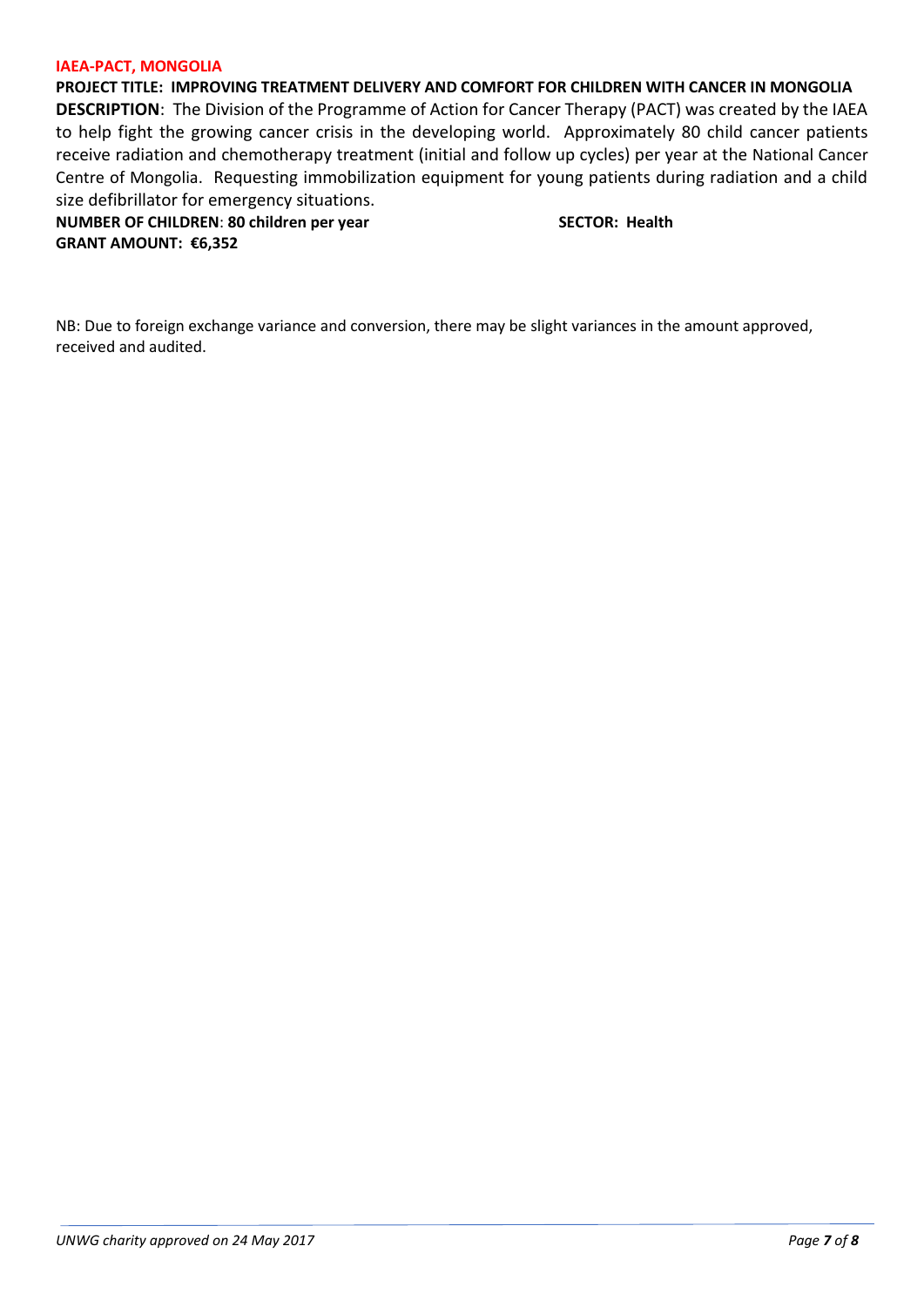**IAEA-PACT, MONGOLIA**

**PROJECT TITLE: IMPROVING TREATMENT DELIVERY AND COMFORT FOR CHILDREN WITH CANCER IN MONGOLIA**

**DESCRIPTION**: The Division of the Programme of Action for Cancer Therapy (PACT) was created by the IAEA to help fight the growing cancer crisis in the developing world. Approximately 80 child cancer patients receive radiation and chemotherapy treatment (initial and follow up cycles) per year at the National Cancer Centre of Mongolia. Requesting immobilization equipment for young patients during radiation and a child size defibrillator for emergency situations.

**NUMBER OF CHILDREN**: **80 children per year** **SECTOR: Health**

**GRANT AMOUNT: €6,352**

NB: Due to foreign exchange variance and conversion, there may be slight variances in the amount approved, received and audited.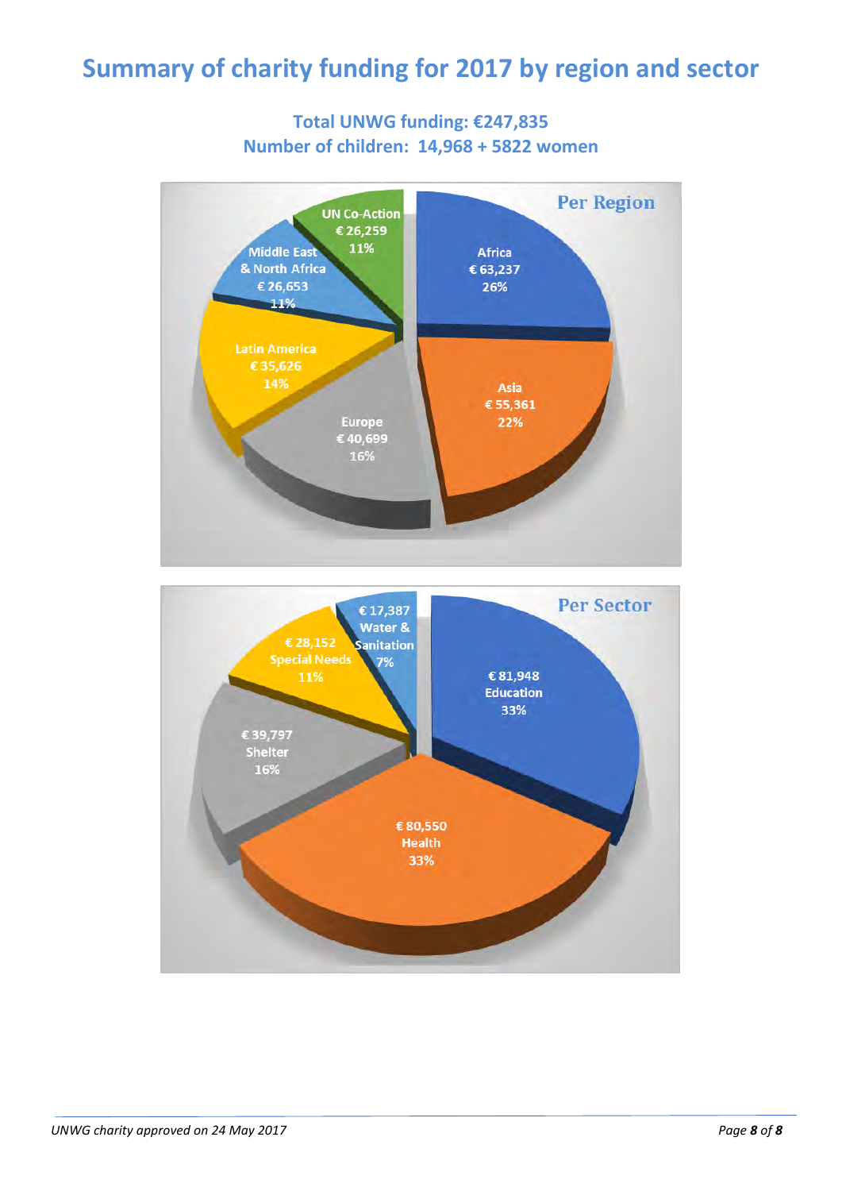# Summary of charity funding for 2017 by region and sector

**Total UNWG funding: €247,835**
**Number of children: 14,968 + 5822 women**

Per Region

Africa
€ 63,237
26%

Asia
€ 55,361
22%

Europe
€ 40,699
16%

Latin America
€ 35,626
14%

Middle East & North Africa
€ 26,653
11%

UN Co-Action
€ 26,259
11%

Per Sector

€ 81,948
Education
33%

€ 80,550
Health
33%

€ 39,797
Shelter
16%

€ 28,152
Special Needs
11%

€ 17,387
Water & Sanitation
7%

*UNWG charity approved on 24 May 2017*